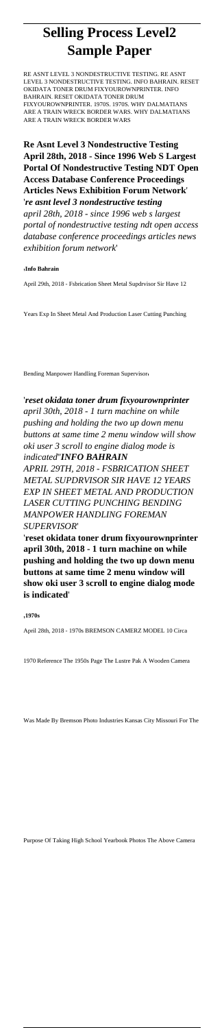# Selling Process Level2 Sample Paper

RE ASNT LEVEL 3 NONDESTRUCTIVE TESTING. RE ASNT LEVEL 3 NONDESTRUCTIVE TESTING. INFO BAHRAIN. RESET OKIDATA TONER DRUM FIXYOUROWNPRINTER. INFO BAHRAIN. RESET OKIDATA TONER DRUM FIXYOUROWNPRINTER. 1970S. 1970S. WHY DALMATIANS ARE A TRAIN WRECK BORDER WARS. WHY DALMATIANS ARE A TRAIN WRECK BORDER WARS

**Re Asnt Level 3 Nondestructive Testing April 28th, 2018 - Since 1996 Web S Largest Portal Of Nondestructive Testing NDT Open Access Database Conference Proceedings Articles News Exhibition Forum Network**' '*re asnt level 3 nondestructive testing april 28th, 2018 - since 1996 web s largest portal of nondestructive testing ndt open access database conference proceedings articles news exhibition forum network*'

'**Info Bahrain**

April 29th, 2018 - Fsbrication Sheet Metal Supdrvisor Sir Have 12 Years Exp In Sheet Metal And Production Laser Cutting Punching Bending Manpower Handling Foreman Supervisor'

'*reset okidata toner drum fixyourownprinter april 30th, 2018 - 1 turn machine on while pushing and holding the two up down menu buttons at same time 2 menu window will show oki user 3 scroll to engine dialog mode is indicated*''*INFO BAHRAIN APRIL 29TH, 2018 - FSBRICATION SHEET METAL SUPDRVISOR SIR HAVE 12 YEARS EXP IN SHEET METAL AND PRODUCTION LASER CUTTING PUNCHING BENDING MANPOWER HANDLING FOREMAN SUPERVISOR*'

'**reset okidata toner drum fixyourownprinter april 30th, 2018 - 1 turn machine on while pushing and holding the two up down menu buttons at same time 2 menu window will show oki user 3 scroll to engine dialog mode is indicated**'

'**1970s**

April 28th, 2018 - 1970s BREMSON CAMERZ MODEL 10 Circa 1970 Reference The 1950s Page The Lustre Pak A Wooden Camera Was Made By Bremson Photo Industries Kansas City Missouri For The Purpose Of Taking High School Yearbook Photos The Above Camera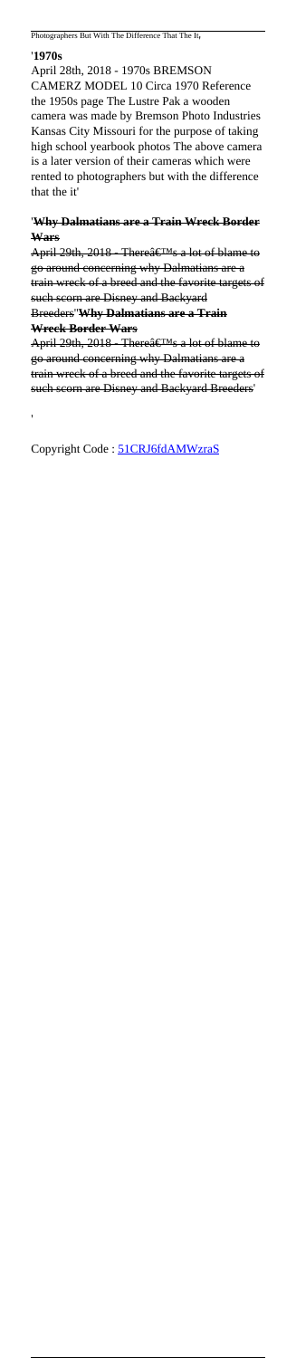Photographers But With The Difference That The It

'**1970s**

April 28th, 2018 - 1970s BREMSON CAMERZ MODEL 10 Circa 1970 Reference the 1950s page The Lustre Pak a wooden camera was made by Bremson Photo Industries Kansas City Missouri for the purpose of taking high school yearbook photos The above camera is a later version of their cameras which were rented to photographers but with the difference that the it'

'~~**Why Dalmatians are a Train Wreck Border Wars**~~

~~April 29th, 2018 - Thereâ€™s a lot of blame to go around concerning why Dalmatians are a train wreck of a breed and the favorite targets of such scorn are Disney and Backyard Breeders~~''~~**Why Dalmatians are a Train Wreck Border Wars**~~

~~April 29th, 2018 - Thereâ€™s a lot of blame to go around concerning why Dalmatians are a train wreck of a breed and the favorite targets of such scorn are Disney and Backyard Breeders~~'

'

Copyright Code : 51CRJ6fdAMWzraS